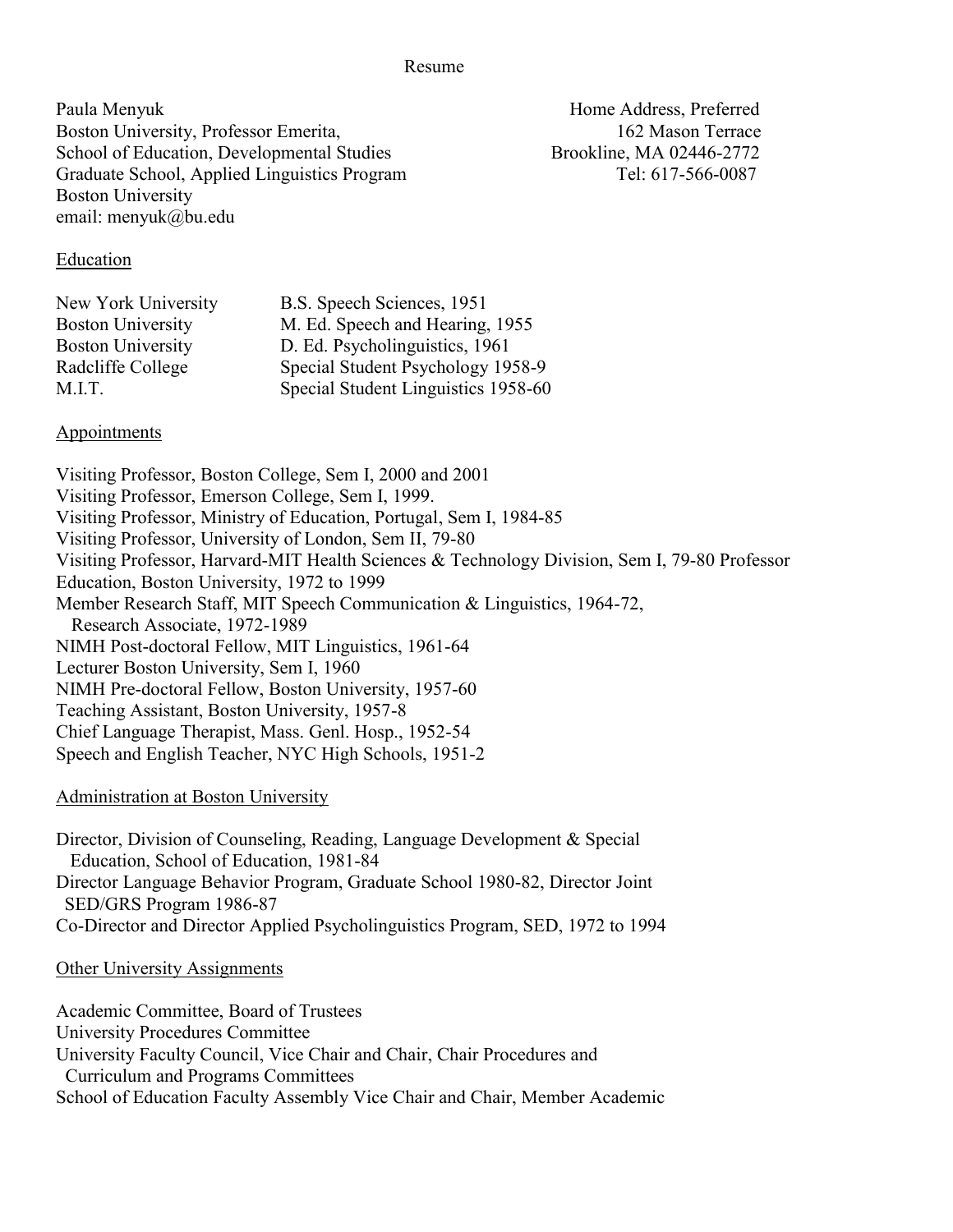# Resume

Paula Menyuk
Boston University, Professor Emerita,
School of Education, Developmental Studies
Graduate School, Applied Linguistics Program
Boston University
email: menyuk@bu.edu

Home Address, Preferred
162 Mason Terrace
Brookline, MA 02446-2772
Tel: 617-566-0087

## Education

| | |
|---|---|
| New York University | B.S. Speech Sciences, 1951 |
| Boston University | M. Ed. Speech and Hearing, 1955 |
| Boston University | D. Ed. Psycholinguistics, 1961 |
| Radcliffe College | Special Student Psychology 1958-9 |
| M.I.T. | Special Student Linguistics 1958-60 |

## Appointments

Visiting Professor, Boston College, Sem I, 2000 and 2001
Visiting Professor, Emerson College, Sem I, 1999.
Visiting Professor, Ministry of Education, Portugal, Sem I, 1984-85
Visiting Professor, University of London, Sem II, 79-80
Visiting Professor, Harvard-MIT Health Sciences & Technology Division, Sem I, 79-80 Professor Education, Boston University, 1972 to 1999
Member Research Staff, MIT Speech Communication & Linguistics, 1964-72,
Research Associate, 1972-1989
NIMH Post-doctoral Fellow, MIT Linguistics, 1961-64
Lecturer Boston University, Sem I, 1960
NIMH Pre-doctoral Fellow, Boston University, 1957-60
Teaching Assistant, Boston University, 1957-8
Chief Language Therapist, Mass. Genl. Hosp., 1952-54
Speech and English Teacher, NYC High Schools, 1951-2

## Administration at Boston University

Director, Division of Counseling, Reading, Language Development & Special Education, School of Education, 1981-84
Director Language Behavior Program, Graduate School 1980-82, Director Joint SED/GRS Program 1986-87
Co-Director and Director Applied Psycholinguistics Program, SED, 1972 to 1994

## Other University Assignments

Academic Committee, Board of Trustees
University Procedures Committee
University Faculty Council, Vice Chair and Chair, Chair Procedures and Curriculum and Programs Committees
School of Education Faculty Assembly Vice Chair and Chair, Member Academic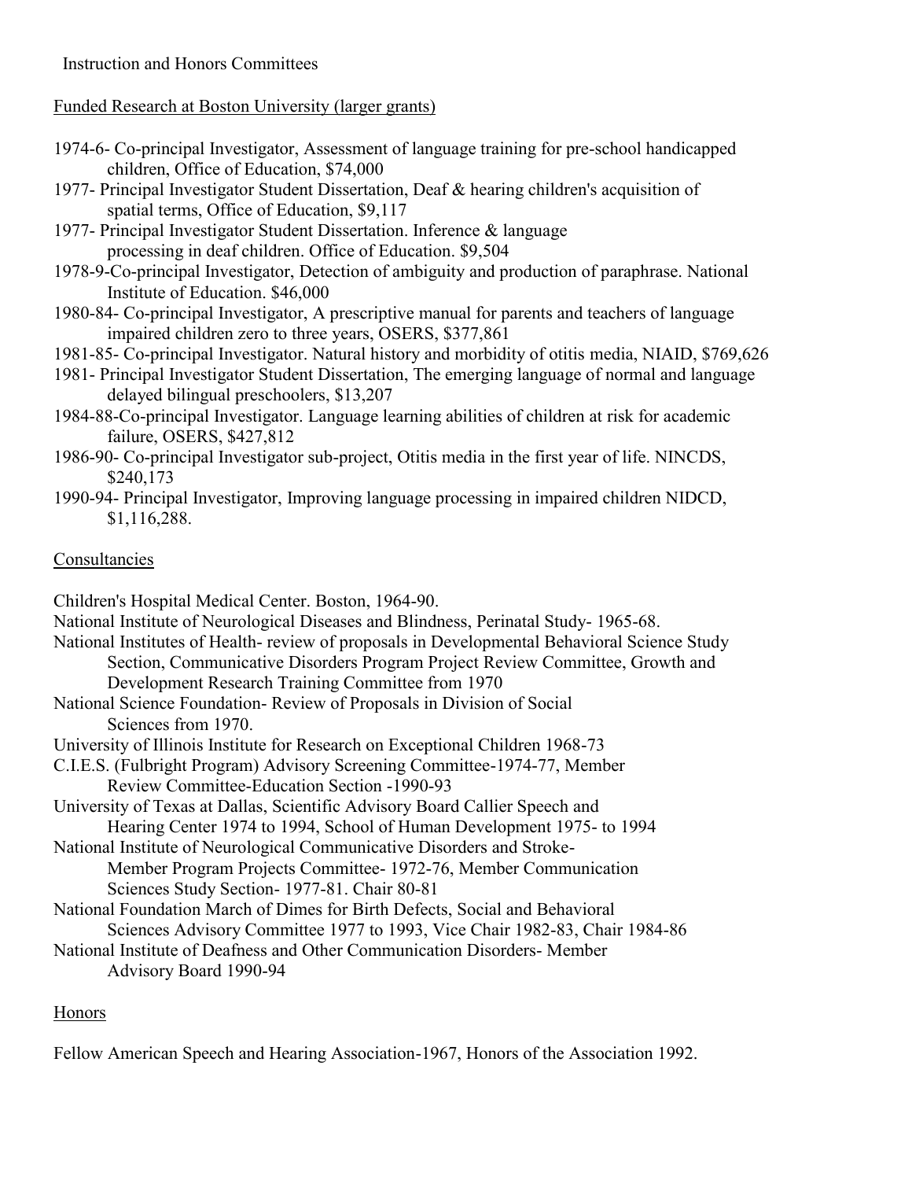Instruction and Honors Committees

Funded Research at Boston University (larger grants)

1974-6- Co-principal Investigator, Assessment of language training for pre-school handicapped children, Office of Education, $74,000

1977- Principal Investigator Student Dissertation, Deaf & hearing children's acquisition of spatial terms, Office of Education, $9,117

1977- Principal Investigator Student Dissertation. Inference & language processing in deaf children. Office of Education. $9,504

1978-9-Co-principal Investigator, Detection of ambiguity and production of paraphrase. National Institute of Education. $46,000

1980-84- Co-principal Investigator, A prescriptive manual for parents and teachers of language impaired children zero to three years, OSERS, $377,861

1981-85- Co-principal Investigator. Natural history and morbidity of otitis media, NIAID, $769,626

1981- Principal Investigator Student Dissertation, The emerging language of normal and language delayed bilingual preschoolers, $13,207

1984-88-Co-principal Investigator. Language learning abilities of children at risk for academic failure, OSERS, $427,812

1986-90- Co-principal Investigator sub-project, Otitis media in the first year of life. NINCDS, $240,173

1990-94- Principal Investigator, Improving language processing in impaired children NIDCD, $1,116,288.

Consultancies

Children's Hospital Medical Center. Boston, 1964-90.

National Institute of Neurological Diseases and Blindness, Perinatal Study- 1965-68.

National Institutes of Health- review of proposals in Developmental Behavioral Science Study Section, Communicative Disorders Program Project Review Committee, Growth and Development Research Training Committee from 1970

National Science Foundation- Review of Proposals in Division of Social Sciences from 1970.

University of Illinois Institute for Research on Exceptional Children 1968-73

C.I.E.S. (Fulbright Program) Advisory Screening Committee-1974-77, Member Review Committee-Education Section -1990-93

University of Texas at Dallas, Scientific Advisory Board Callier Speech and Hearing Center 1974 to 1994, School of Human Development 1975- to 1994

National Institute of Neurological Communicative Disorders and Stroke- Member Program Projects Committee- 1972-76, Member Communication Sciences Study Section- 1977-81. Chair 80-81

National Foundation March of Dimes for Birth Defects, Social and Behavioral Sciences Advisory Committee 1977 to 1993, Vice Chair 1982-83, Chair 1984-86

National Institute of Deafness and Other Communication Disorders- Member Advisory Board 1990-94

Honors

Fellow American Speech and Hearing Association-1967, Honors of the Association 1992.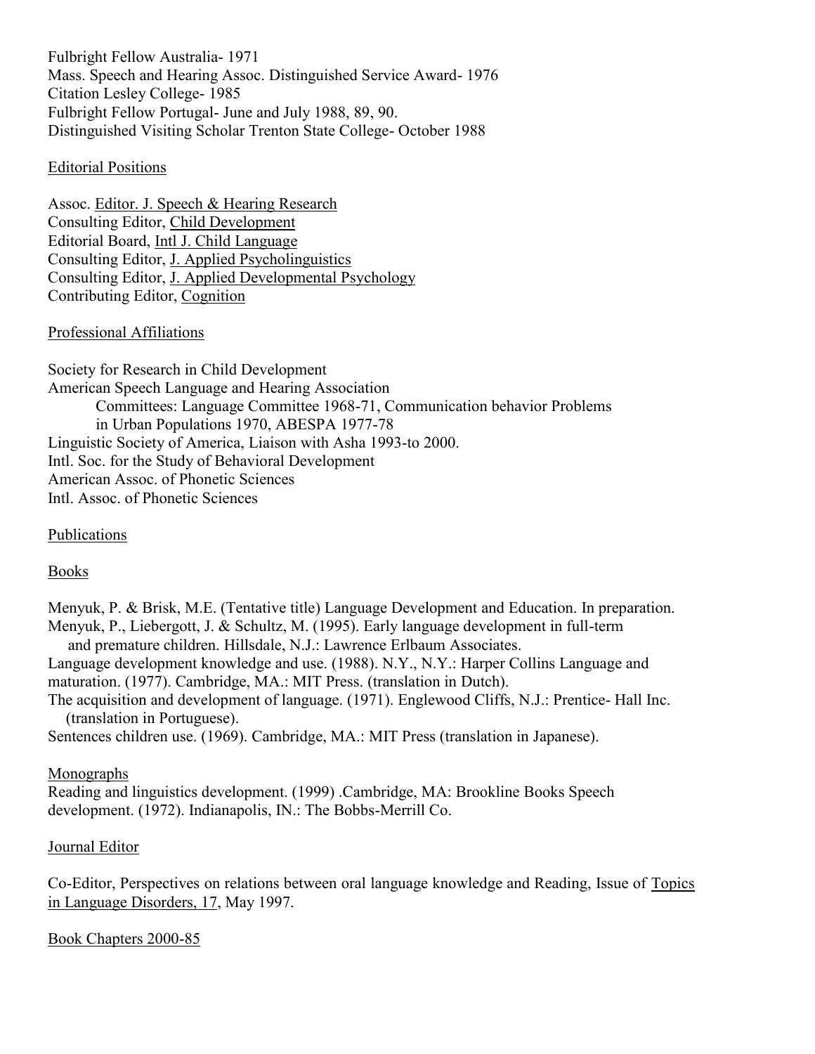Fulbright Fellow Australia- 1971
Mass. Speech and Hearing Assoc. Distinguished Service Award- 1976
Citation Lesley College- 1985
Fulbright Fellow Portugal- June and July 1988, 89, 90.
Distinguished Visiting Scholar Trenton State College- October 1988

## Editorial Positions

Assoc. Editor. J. Speech & Hearing Research
Consulting Editor, Child Development
Editorial Board, Intl J. Child Language
Consulting Editor, J. Applied Psycholinguistics
Consulting Editor, J. Applied Developmental Psychology
Contributing Editor, Cognition

## Professional Affiliations

Society for Research in Child Development
American Speech Language and Hearing Association
    Committees: Language Committee 1968-71, Communication behavior Problems in Urban Populations 1970, ABESPA 1977-78
Linguistic Society of America, Liaison with Asha 1993-to 2000.
Intl. Soc. for the Study of Behavioral Development
American Assoc. of Phonetic Sciences
Intl. Assoc. of Phonetic Sciences

## Publications

### Books

Menyuk, P. & Brisk, M.E. (Tentative title) Language Development and Education. In preparation.
Menyuk, P., Liebergott, J. & Schultz, M. (1995). Early language development in full-term and premature children. Hillsdale, N.J.: Lawrence Erlbaum Associates.
Language development knowledge and use. (1988). N.Y., N.Y.: Harper Collins Language and maturation. (1977). Cambridge, MA.: MIT Press. (translation in Dutch).
The acquisition and development of language. (1971). Englewood Cliffs, N.J.: Prentice- Hall Inc. (translation in Portuguese).
Sentences children use. (1969). Cambridge, MA.: MIT Press (translation in Japanese).

### Monographs

Reading and linguistics development. (1999) .Cambridge, MA: Brookline Books Speech development. (1972). Indianapolis, IN.: The Bobbs-Merrill Co.

### Journal Editor

Co-Editor, Perspectives on relations between oral language knowledge and Reading, Issue of Topics in Language Disorders, 17, May 1997.

### Book Chapters 2000-85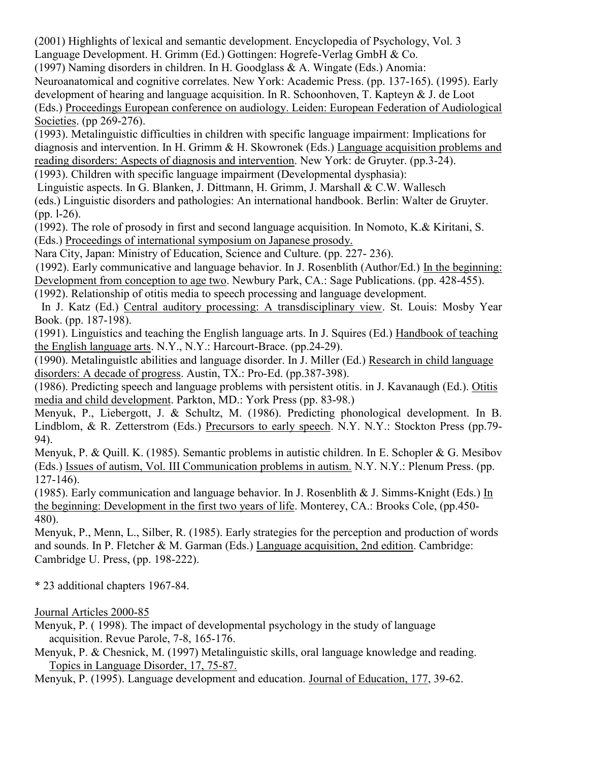(2001) Highlights of lexical and semantic development. Encyclopedia of Psychology, Vol. 3 Language Development. H. Grimm (Ed.) Gottingen: Hogrefe-Verlag GmbH & Co.

(1997) Naming disorders in children. In H. Goodglass & A. Wingate (Eds.) Anomia: Neuroanatomical and cognitive correlates. New York: Academic Press. (pp. 137-165). (1995). Early development of hearing and language acquisition. In R. Schoonhoven, T. Kapteyn & J. de Loot (Eds.) Proceedings European conference on audiology. Leiden: European Federation of Audiological Societies. (pp 269-276).

(1993). Metalinguistic difficulties in children with specific language impairment: Implications for diagnosis and intervention. In H. Grimm & H. Skowronek (Eds.) Language acquisition problems and reading disorders: Aspects of diagnosis and intervention. New York: de Gruyter. (pp.3-24).

(1993). Children with specific language impairment (Developmental dysphasia): Linguistic aspects. In G. Blanken, J. Dittmann, H. Grimm, J. Marshall & C.W. Wallesch (eds.) Linguistic disorders and pathologies: An international handbook. Berlin: Walter de Gruyter. (pp. l-26).

(1992). The role of prosody in first and second language acquisition. In Nomoto, K.& Kiritani, S. (Eds.) Proceedings of international symposium on Japanese prosody. Nara City, Japan: Ministry of Education, Science and Culture. (pp. 227- 236).

(1992). Early communicative and language behavior. In J. Rosenblith (Author/Ed.) In the beginning: Development from conception to age two. Newbury Park, CA.: Sage Publications. (pp. 428-455).

(1992). Relationship of otitis media to speech processing and language development. In J. Katz (Ed.) Central auditory processing: A transdisciplinary view. St. Louis: Mosby Year Book. (pp. 187-198).

(1991). Linguistics and teaching the English language arts. In J. Squires (Ed.) Handbook of teaching the English language arts. N.Y., N.Y.: Harcourt-Brace. (pp.24-29).

(1990). Metalinguistlc abilities and language disorder. In J. Miller (Ed.) Research in child language disorders: A decade of progress. Austin, TX.: Pro-Ed. (pp.387-398).

(1986). Predicting speech and language problems with persistent otitis. in J. Kavanaugh (Ed.). Otitis media and child development. Parkton, MD.: York Press (pp. 83-98.)

Menyuk, P., Liebergott, J. & Schultz, M. (1986). Predicting phonological development. In B. Lindblom, & R. Zetterstrom (Eds.) Precursors to early speech. N.Y. N.Y.: Stockton Press (pp.79-94).

Menyuk, P. & Quill. K. (1985). Semantic problems in autistic children. In E. Schopler & G. Mesibov (Eds.) Issues of autism, Vol. III Communication problems in autism. N.Y. N.Y.: Plenum Press. (pp. 127-146).

(1985). Early communication and language behavior. In J. Rosenblith & J. Simms-Knight (Eds.) In the beginning: Development in the first two years of life. Monterey, CA.: Brooks Cole, (pp.450-480).

Menyuk, P., Menn, L., Silber, R. (1985). Early strategies for the perception and production of words and sounds. In P. Fletcher & M. Garman (Eds.) Language acquisition, 2nd edition. Cambridge: Cambridge U. Press, (pp. 198-222).

* 23 additional chapters 1967-84.

Journal Articles 2000-85

Menyuk, P. ( 1998). The impact of developmental psychology in the study of language acquisition. Revue Parole, 7-8, 165-176.

Menyuk, P. & Chesnick, M. (1997) Metalinguistic skills, oral language knowledge and reading. Topics in Language Disorder, 17, 75-87.

Menyuk, P. (1995). Language development and education. Journal of Education, 177, 39-62.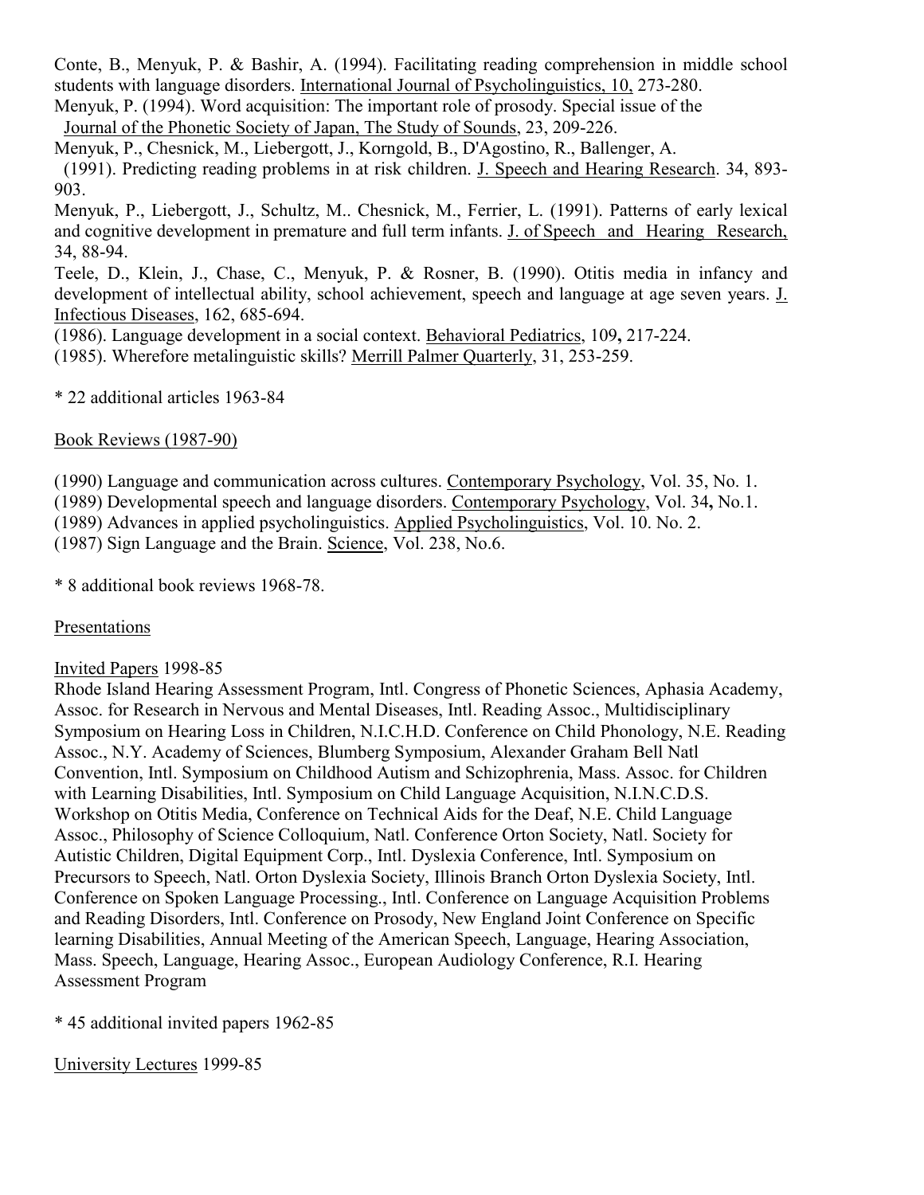Conte, B., Menyuk, P. & Bashir, A. (1994). Facilitating reading comprehension in middle school students with language disorders. International Journal of Psycholinguistics, 10, 273-280.

Menyuk, P. (1994). Word acquisition: The important role of prosody. Special issue of the Journal of the Phonetic Society of Japan, The Study of Sounds, 23, 209-226.

Menyuk, P., Chesnick, M., Liebergott, J., Korngold, B., D'Agostino, R., Ballenger, A. (1991). Predicting reading problems in at risk children. J. Speech and Hearing Research. 34, 893-903.

Menyuk, P., Liebergott, J., Schultz, M.. Chesnick, M., Ferrier, L. (1991). Patterns of early lexical and cognitive development in premature and full term infants. J. of Speech and Hearing Research, 34, 88-94.

Teele, D., Klein, J., Chase, C., Menyuk, P. & Rosner, B. (1990). Otitis media in infancy and development of intellectual ability, school achievement, speech and language at age seven years. J. Infectious Diseases, 162, 685-694.

(1986). Language development in a social context. Behavioral Pediatrics, 109**,** 217-224.

(1985). Wherefore metalinguistic skills? Merrill Palmer Quarterly, 31, 253-259.

* 22 additional articles 1963-84

Book Reviews (1987-90)

(1990) Language and communication across cultures. Contemporary Psychology, Vol. 35, No. 1.

(1989) Developmental speech and language disorders. Contemporary Psychology, Vol. 34**,** No.1.

(1989) Advances in applied psycholinguistics. Applied Psycholinguistics, Vol. 10. No. 2.

(1987) Sign Language and the Brain. Science, Vol. 238, No.6.

* 8 additional book reviews 1968-78.

Presentations

Invited Papers 1998-85

Rhode Island Hearing Assessment Program, Intl. Congress of Phonetic Sciences, Aphasia Academy, Assoc. for Research in Nervous and Mental Diseases, Intl. Reading Assoc., Multidisciplinary Symposium on Hearing Loss in Children, N.I.C.H.D. Conference on Child Phonology, N.E. Reading Assoc., N.Y. Academy of Sciences, Blumberg Symposium, Alexander Graham Bell Natl Convention, Intl. Symposium on Childhood Autism and Schizophrenia, Mass. Assoc. for Children with Learning Disabilities, Intl. Symposium on Child Language Acquisition, N.I.N.C.D.S. Workshop on Otitis Media, Conference on Technical Aids for the Deaf, N.E. Child Language Assoc., Philosophy of Science Colloquium, Natl. Conference Orton Society, Natl. Society for Autistic Children, Digital Equipment Corp., Intl. Dyslexia Conference, Intl. Symposium on Precursors to Speech, Natl. Orton Dyslexia Society, Illinois Branch Orton Dyslexia Society, Intl. Conference on Spoken Language Processing., Intl. Conference on Language Acquisition Problems and Reading Disorders, Intl. Conference on Prosody, New England Joint Conference on Specific learning Disabilities, Annual Meeting of the American Speech, Language, Hearing Association, Mass. Speech, Language, Hearing Assoc., European Audiology Conference, R.I. Hearing Assessment Program

* 45 additional invited papers 1962-85

University Lectures 1999-85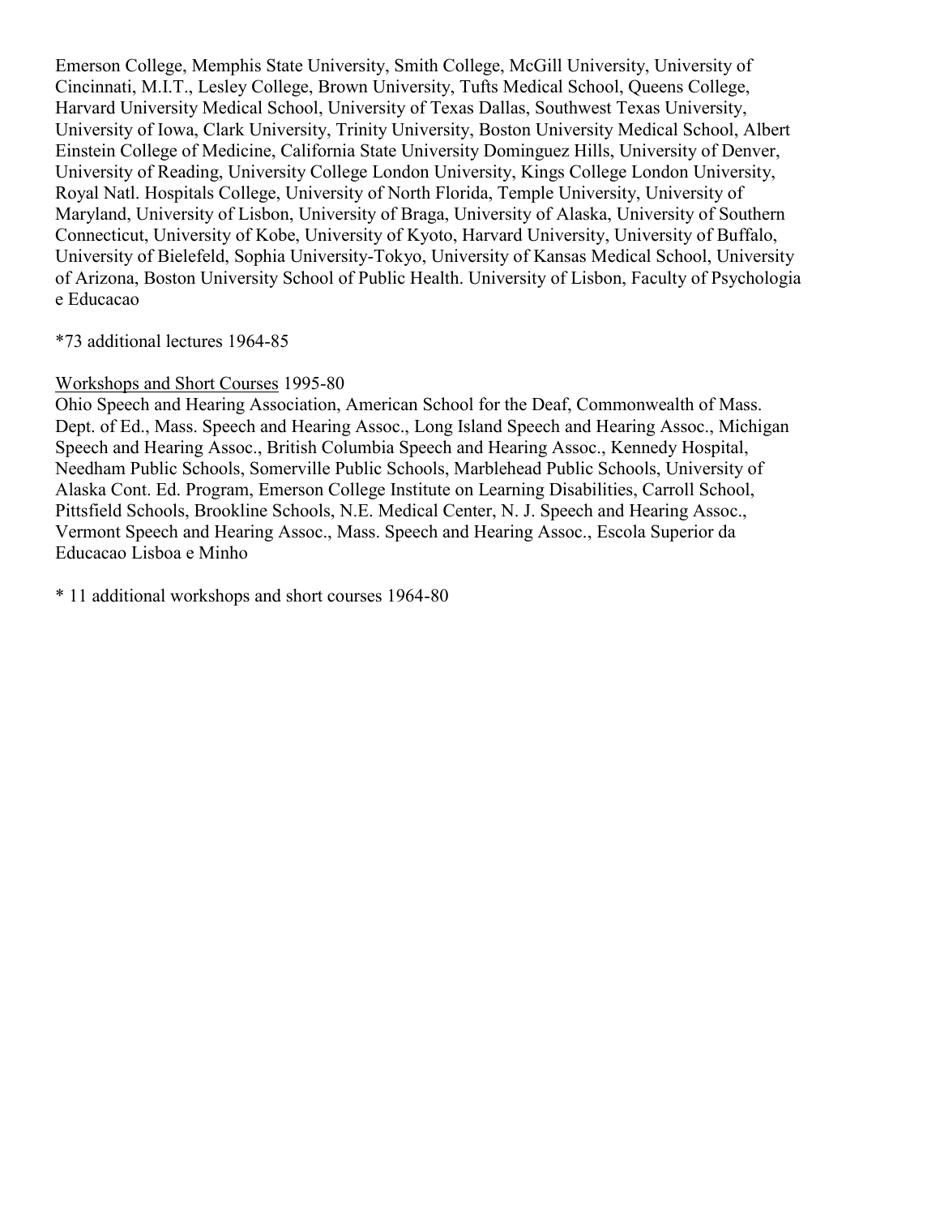Emerson College, Memphis State University, Smith College, McGill University, University of Cincinnati, M.I.T., Lesley College, Brown University, Tufts Medical School, Queens College, Harvard University Medical School, University of Texas Dallas, Southwest Texas University, University of Iowa, Clark University, Trinity University, Boston University Medical School, Albert Einstein College of Medicine, California State University Dominguez Hills, University of Denver, University of Reading, University College London University, Kings College London University, Royal Natl. Hospitals College, University of North Florida, Temple University, University of Maryland, University of Lisbon, University of Braga, University of Alaska, University of Southern Connecticut, University of Kobe, University of Kyoto, Harvard University, University of Buffalo, University of Bielefeld, Sophia University-Tokyo, University of Kansas Medical School, University of Arizona, Boston University School of Public Health. University of Lisbon, Faculty of Psychologia e Educacao

*73 additional lectures 1964-85

<u>Workshops and Short Courses</u> 1995-80

Ohio Speech and Hearing Association, American School for the Deaf, Commonwealth of Mass. Dept. of Ed., Mass. Speech and Hearing Assoc., Long Island Speech and Hearing Assoc., Michigan Speech and Hearing Assoc., British Columbia Speech and Hearing Assoc., Kennedy Hospital, Needham Public Schools, Somerville Public Schools, Marblehead Public Schools, University of Alaska Cont. Ed. Program, Emerson College Institute on Learning Disabilities, Carroll School, Pittsfield Schools, Brookline Schools, N.E. Medical Center, N. J. Speech and Hearing Assoc., Vermont Speech and Hearing Assoc., Mass. Speech and Hearing Assoc., Escola Superior da Educacao Lisboa e Minho

* 11 additional workshops and short courses 1964-80